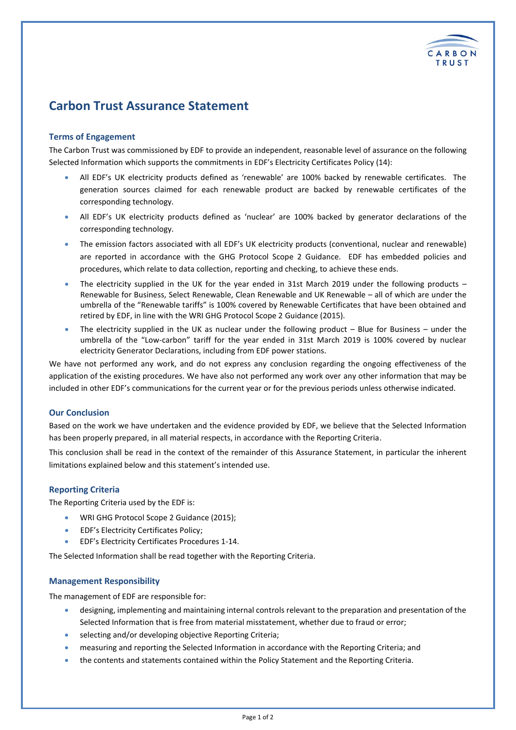# Carbon Trust Assurance Statement

### Terms of Engagement

The Carbon Trust was commissioned by EDF to provide an independent, reasonable level of assurance on the following Selected Information which supports the commitments in EDF's Electricity Certificates Policy (14):

- All EDF's UK electricity products defined as 'renewable' are 100% backed by renewable certificates. The generation sources claimed for each renewable product are backed by renewable certificates of the corresponding technology.
- All EDF's UK electricity products defined as 'nuclear' are 100% backed by generator declarations of the corresponding technology.
- The emission factors associated with all EDF's UK electricity products (conventional, nuclear and renewable) are reported in accordance with the GHG Protocol Scope 2 Guidance. EDF has embedded policies and procedures, which relate to data collection, reporting and checking, to achieve these ends.
- The electricity supplied in the UK for the year ended in 31st March 2019 under the following products – Renewable for Business, Select Renewable, Clean Renewable and UK Renewable – all of which are under the umbrella of the "Renewable tariffs" is 100% covered by Renewable Certificates that have been obtained and retired by EDF, in line with the WRI GHG Protocol Scope 2 Guidance (2015).
- The electricity supplied in the UK as nuclear under the following product – Blue for Business – under the umbrella of the "Low-carbon" tariff for the year ended in 31st March 2019 is 100% covered by nuclear electricity Generator Declarations, including from EDF power stations.

We have not performed any work, and do not express any conclusion regarding the ongoing effectiveness of the application of the existing procedures. We have also not performed any work over any other information that may be included in other EDF's communications for the current year or for the previous periods unless otherwise indicated.

### Our Conclusion

Based on the work we have undertaken and the evidence provided by EDF, we believe that the Selected Information has been properly prepared, in all material respects, in accordance with the Reporting Criteria.

This conclusion shall be read in the context of the remainder of this Assurance Statement, in particular the inherent limitations explained below and this statement's intended use.

### Reporting Criteria

The Reporting Criteria used by the EDF is:

- WRI GHG Protocol Scope 2 Guidance (2015);
- EDF's Electricity Certificates Policy;
- EDF's Electricity Certificates Procedures 1-14.

The Selected Information shall be read together with the Reporting Criteria.

### Management Responsibility

The management of EDF are responsible for:

- designing, implementing and maintaining internal controls relevant to the preparation and presentation of the Selected Information that is free from material misstatement, whether due to fraud or error;
- selecting and/or developing objective Reporting Criteria;
- measuring and reporting the Selected Information in accordance with the Reporting Criteria; and
- the contents and statements contained within the Policy Statement and the Reporting Criteria.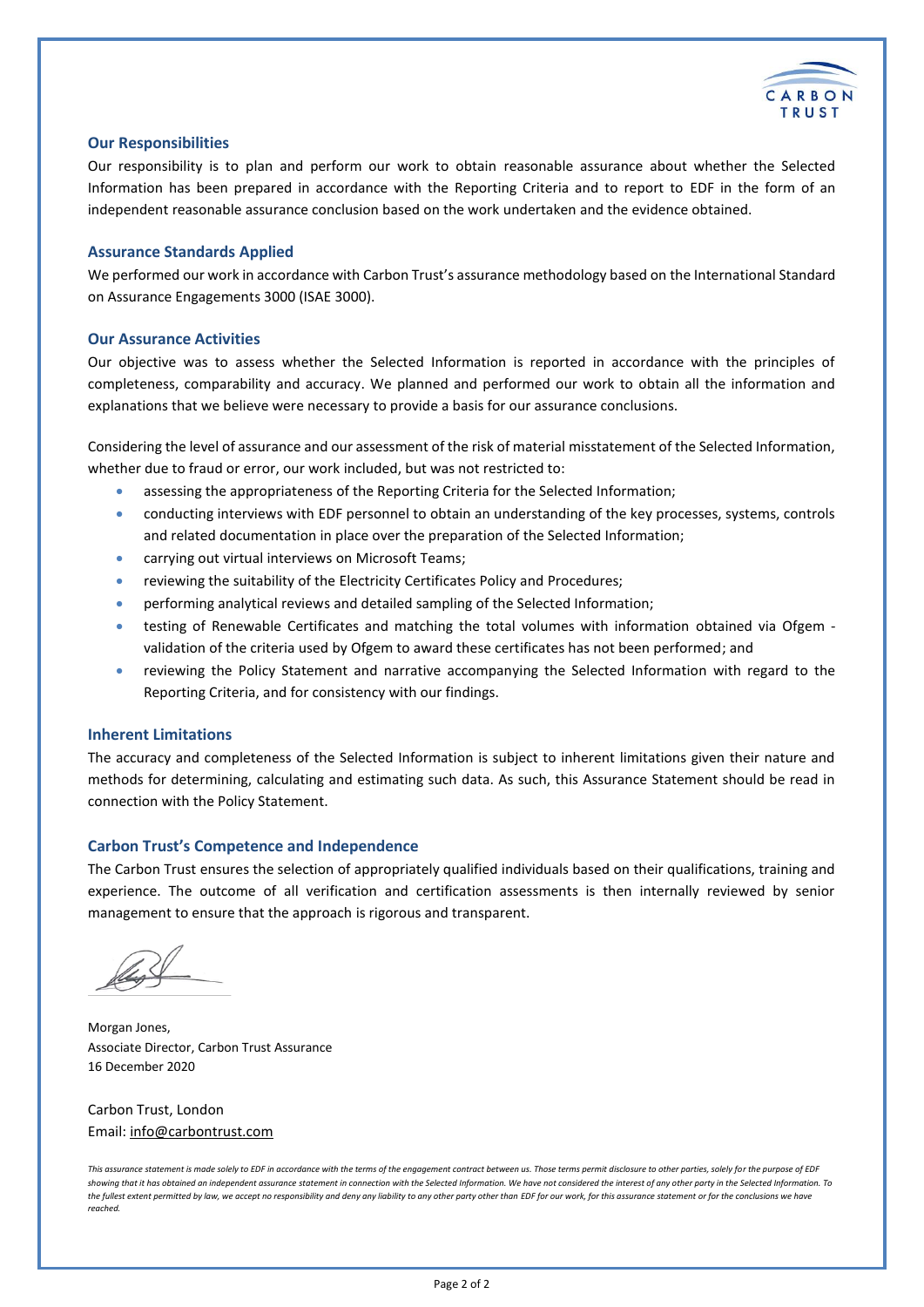## Our Responsibilities

Our responsibility is to plan and perform our work to obtain reasonable assurance about whether the Selected Information has been prepared in accordance with the Reporting Criteria and to report to EDF in the form of an independent reasonable assurance conclusion based on the work undertaken and the evidence obtained.

## Assurance Standards Applied

We performed our work in accordance with Carbon Trust's assurance methodology based on the International Standard on Assurance Engagements 3000 (ISAE 3000).

## Our Assurance Activities

Our objective was to assess whether the Selected Information is reported in accordance with the principles of completeness, comparability and accuracy. We planned and performed our work to obtain all the information and explanations that we believe were necessary to provide a basis for our assurance conclusions.

Considering the level of assurance and our assessment of the risk of material misstatement of the Selected Information, whether due to fraud or error, our work included, but was not restricted to:

- assessing the appropriateness of the Reporting Criteria for the Selected Information;
- conducting interviews with EDF personnel to obtain an understanding of the key processes, systems, controls and related documentation in place over the preparation of the Selected Information;
- carrying out virtual interviews on Microsoft Teams;
- reviewing the suitability of the Electricity Certificates Policy and Procedures;
- performing analytical reviews and detailed sampling of the Selected Information;
- testing of Renewable Certificates and matching the total volumes with information obtained via Ofgem - validation of the criteria used by Ofgem to award these certificates has not been performed; and
- reviewing the Policy Statement and narrative accompanying the Selected Information with regard to the Reporting Criteria, and for consistency with our findings.

## Inherent Limitations

The accuracy and completeness of the Selected Information is subject to inherent limitations given their nature and methods for determining, calculating and estimating such data. As such, this Assurance Statement should be read in connection with the Policy Statement.

## Carbon Trust's Competence and Independence

The Carbon Trust ensures the selection of appropriately qualified individuals based on their qualifications, training and experience. The outcome of all verification and certification assessments is then internally reviewed by senior management to ensure that the approach is rigorous and transparent.

Morgan Jones,
Associate Director, Carbon Trust Assurance
16 December 2020

Carbon Trust, London
Email: info@carbontrust.com

*This assurance statement is made solely to EDF in accordance with the terms of the engagement contract between us. Those terms permit disclosure to other parties, solely for the purpose of EDF showing that it has obtained an independent assurance statement in connection with the Selected Information. We have not considered the interest of any other party in the Selected Information. To the fullest extent permitted by law, we accept no responsibility and deny any liability to any other party other than EDF for our work, for this assurance statement or for the conclusions we have reached.*